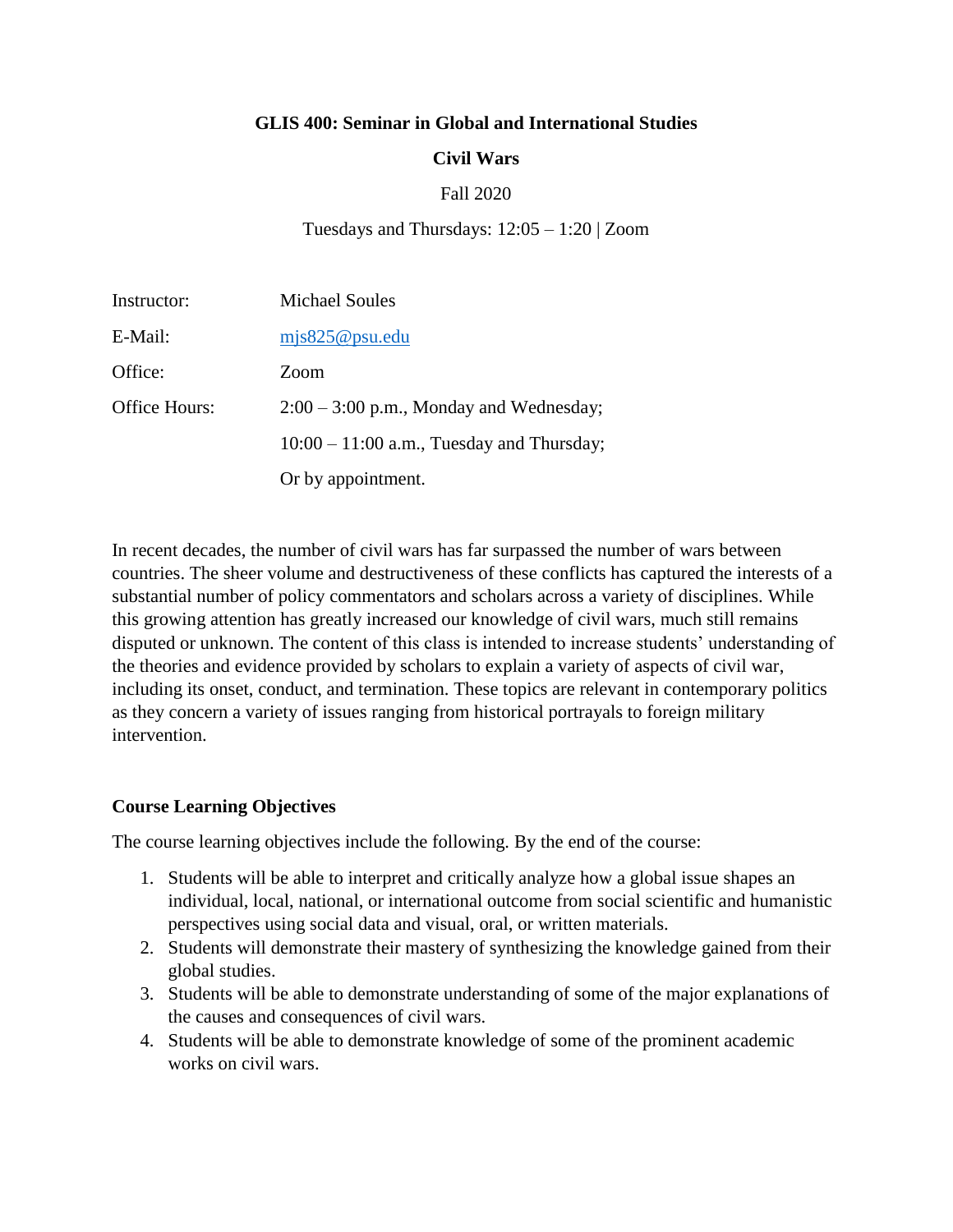**GLIS 400: Seminar in Global and International Studies**

**Civil Wars**

Fall 2020

Tuesdays and Thursdays: 12:05 – 1:20 | Zoom

| | |
|---|---|
| Instructor: | Michael Soules |
| E-Mail: | mjs825@psu.edu |
| Office: | Zoom |
| Office Hours: | 2:00 – 3:00 p.m., Monday and Wednesday; |
| | 10:00 – 11:00 a.m., Tuesday and Thursday; |
| | Or by appointment. |

In recent decades, the number of civil wars has far surpassed the number of wars between countries. The sheer volume and destructiveness of these conflicts has captured the interests of a substantial number of policy commentators and scholars across a variety of disciplines. While this growing attention has greatly increased our knowledge of civil wars, much still remains disputed or unknown. The content of this class is intended to increase students' understanding of the theories and evidence provided by scholars to explain a variety of aspects of civil war, including its onset, conduct, and termination. These topics are relevant in contemporary politics as they concern a variety of issues ranging from historical portrayals to foreign military intervention.

### Course Learning Objectives

The course learning objectives include the following. By the end of the course:

1. Students will be able to interpret and critically analyze how a global issue shapes an individual, local, national, or international outcome from social scientific and humanistic perspectives using social data and visual, oral, or written materials.
2. Students will demonstrate their mastery of synthesizing the knowledge gained from their global studies.
3. Students will be able to demonstrate understanding of some of the major explanations of the causes and consequences of civil wars.
4. Students will be able to demonstrate knowledge of some of the prominent academic works on civil wars.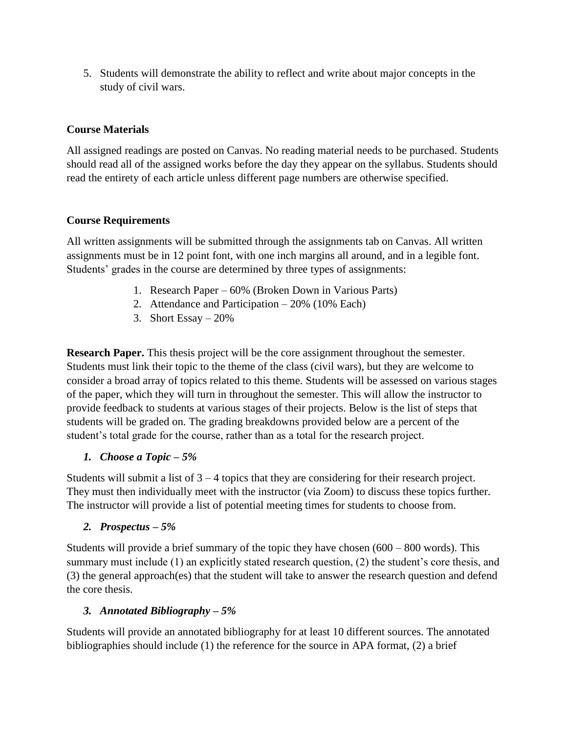5. Students will demonstrate the ability to reflect and write about major concepts in the study of civil wars.

**Course Materials**

All assigned readings are posted on Canvas. No reading material needs to be purchased. Students should read all of the assigned works before the day they appear on the syllabus. Students should read the entirety of each article unless different page numbers are otherwise specified.

**Course Requirements**

All written assignments will be submitted through the assignments tab on Canvas. All written assignments must be in 12 point font, with one inch margins all around, and in a legible font. Students' grades in the course are determined by three types of assignments:

1. Research Paper – 60% (Broken Down in Various Parts)
2. Attendance and Participation – 20% (10% Each)
3. Short Essay – 20%

**Research Paper.** This thesis project will be the core assignment throughout the semester. Students must link their topic to the theme of the class (civil wars), but they are welcome to consider a broad array of topics related to this theme. Students will be assessed on various stages of the paper, which they will turn in throughout the semester. This will allow the instructor to provide feedback to students at various stages of their projects. Below is the list of steps that students will be graded on. The grading breakdowns provided below are a percent of the student's total grade for the course, rather than as a total for the research project.

***1. Choose a Topic – 5%***

Students will submit a list of 3 – 4 topics that they are considering for their research project. They must then individually meet with the instructor (via Zoom) to discuss these topics further. The instructor will provide a list of potential meeting times for students to choose from.

***2. Prospectus – 5%***

Students will provide a brief summary of the topic they have chosen (600 – 800 words). This summary must include (1) an explicitly stated research question, (2) the student's core thesis, and (3) the general approach(es) that the student will take to answer the research question and defend the core thesis.

***3. Annotated Bibliography – 5%***

Students will provide an annotated bibliography for at least 10 different sources. The annotated bibliographies should include (1) the reference for the source in APA format, (2) a brief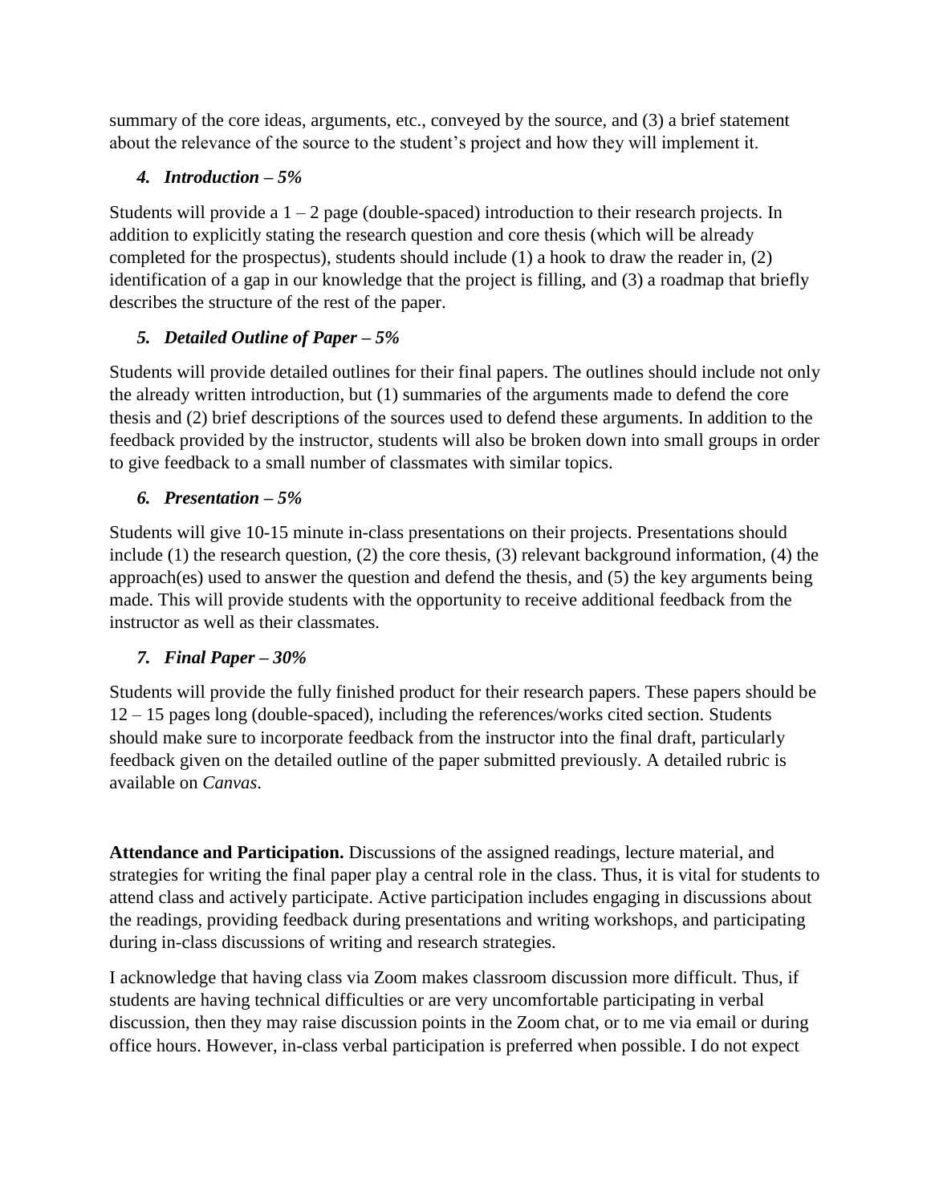summary of the core ideas, arguments, etc., conveyed by the source, and (3) a brief statement about the relevance of the source to the student's project and how they will implement it.

### *4. Introduction – 5%*

Students will provide a 1 – 2 page (double-spaced) introduction to their research projects. In addition to explicitly stating the research question and core thesis (which will be already completed for the prospectus), students should include (1) a hook to draw the reader in, (2) identification of a gap in our knowledge that the project is filling, and (3) a roadmap that briefly describes the structure of the rest of the paper.

### *5. Detailed Outline of Paper – 5%*

Students will provide detailed outlines for their final papers. The outlines should include not only the already written introduction, but (1) summaries of the arguments made to defend the core thesis and (2) brief descriptions of the sources used to defend these arguments. In addition to the feedback provided by the instructor, students will also be broken down into small groups in order to give feedback to a small number of classmates with similar topics.

### *6. Presentation – 5%*

Students will give 10-15 minute in-class presentations on their projects. Presentations should include (1) the research question, (2) the core thesis, (3) relevant background information, (4) the approach(es) used to answer the question and defend the thesis, and (5) the key arguments being made. This will provide students with the opportunity to receive additional feedback from the instructor as well as their classmates.

### *7. Final Paper – 30%*

Students will provide the fully finished product for their research papers. These papers should be 12 – 15 pages long (double-spaced), including the references/works cited section. Students should make sure to incorporate feedback from the instructor into the final draft, particularly feedback given on the detailed outline of the paper submitted previously. A detailed rubric is available on *Canvas*.

**Attendance and Participation.** Discussions of the assigned readings, lecture material, and strategies for writing the final paper play a central role in the class. Thus, it is vital for students to attend class and actively participate. Active participation includes engaging in discussions about the readings, providing feedback during presentations and writing workshops, and participating during in-class discussions of writing and research strategies.

I acknowledge that having class via Zoom makes classroom discussion more difficult. Thus, if students are having technical difficulties or are very uncomfortable participating in verbal discussion, then they may raise discussion points in the Zoom chat, or to me via email or during office hours. However, in-class verbal participation is preferred when possible. I do not expect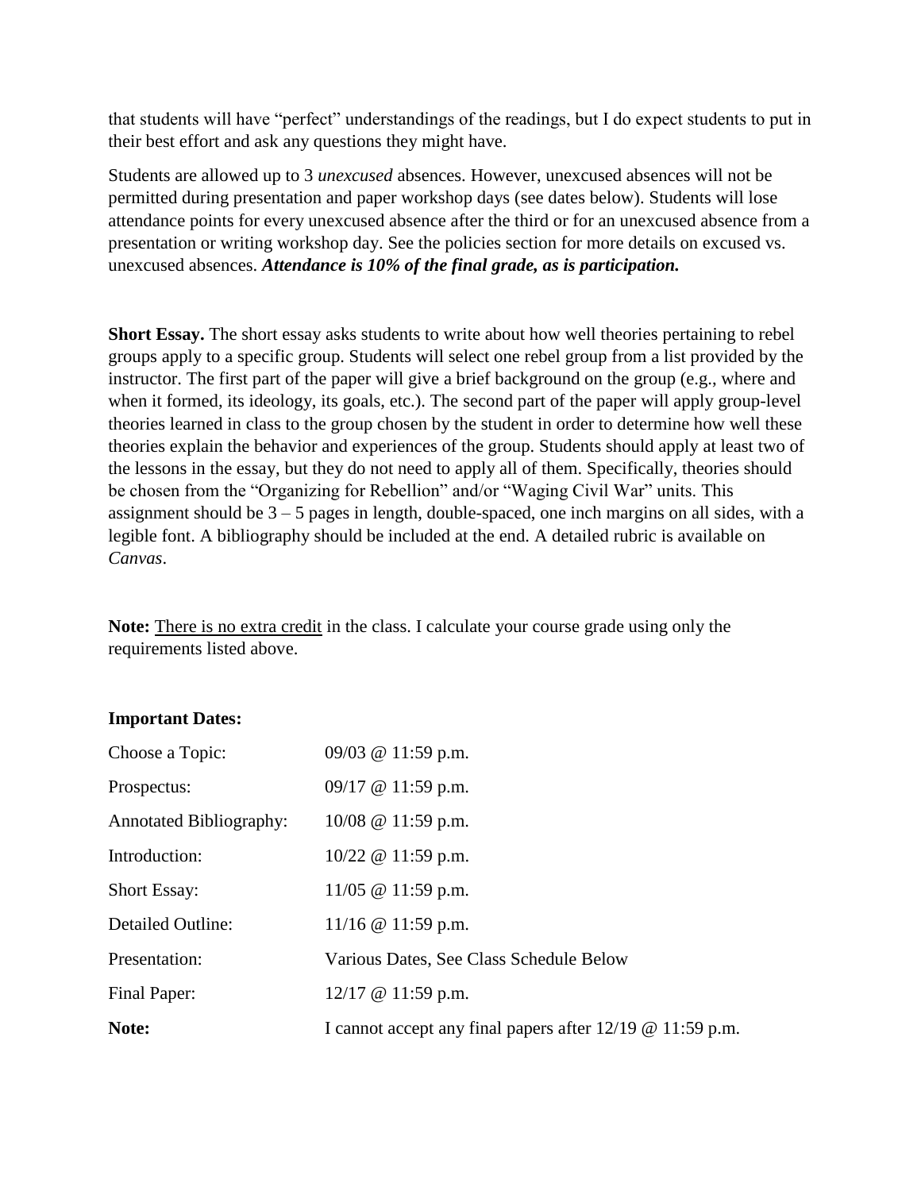that students will have "perfect" understandings of the readings, but I do expect students to put in their best effort and ask any questions they might have.

Students are allowed up to 3 *unexcused* absences. However, unexcused absences will not be permitted during presentation and paper workshop days (see dates below). Students will lose attendance points for every unexcused absence after the third or for an unexcused absence from a presentation or writing workshop day. See the policies section for more details on excused vs. unexcused absences. ***Attendance is 10% of the final grade, as is participation.***

**Short Essay.** The short essay asks students to write about how well theories pertaining to rebel groups apply to a specific group. Students will select one rebel group from a list provided by the instructor. The first part of the paper will give a brief background on the group (e.g., where and when it formed, its ideology, its goals, etc.). The second part of the paper will apply group-level theories learned in class to the group chosen by the student in order to determine how well these theories explain the behavior and experiences of the group. Students should apply at least two of the lessons in the essay, but they do not need to apply all of them. Specifically, theories should be chosen from the "Organizing for Rebellion" and/or "Waging Civil War" units. This assignment should be 3 – 5 pages in length, double-spaced, one inch margins on all sides, with a legible font. A bibliography should be included at the end. A detailed rubric is available on *Canvas*.

**Note:** There is no extra credit in the class. I calculate your course grade using only the requirements listed above.

**Important Dates:**

| | |
|---|---|
| Choose a Topic: | 09/03 @ 11:59 p.m. |
| Prospectus: | 09/17 @ 11:59 p.m. |
| Annotated Bibliography: | 10/08 @ 11:59 p.m. |
| Introduction: | 10/22 @ 11:59 p.m. |
| Short Essay: | 11/05 @ 11:59 p.m. |
| Detailed Outline: | 11/16 @ 11:59 p.m. |
| Presentation: | Various Dates, See Class Schedule Below |
| Final Paper: | 12/17 @ 11:59 p.m. |
| **Note:** | I cannot accept any final papers after 12/19 @ 11:59 p.m. |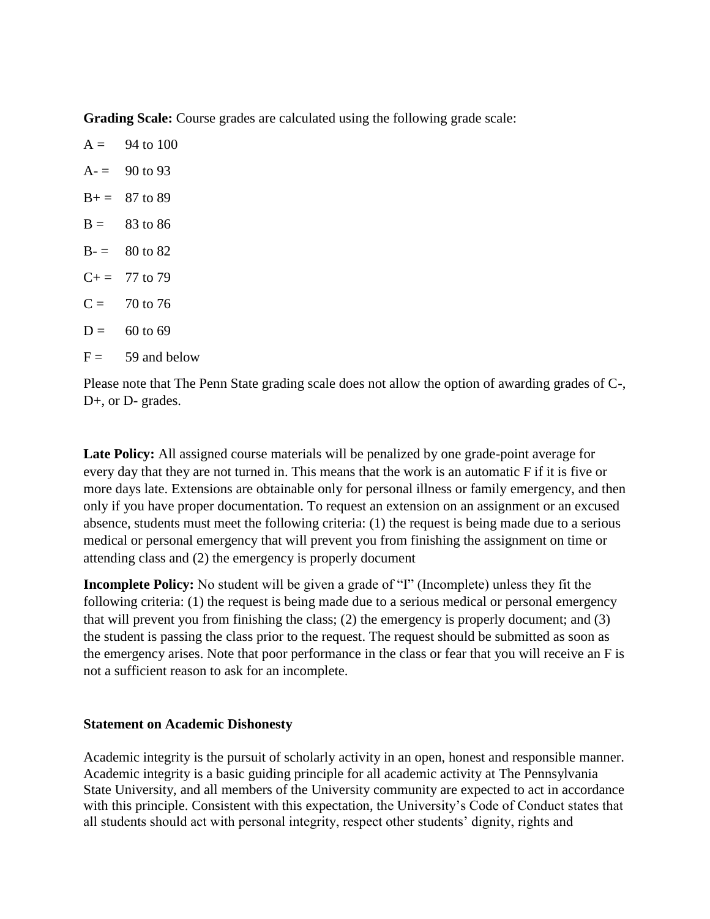**Grading Scale:** Course grades are calculated using the following grade scale:

A = 94 to 100

A- = 90 to 93

B+ = 87 to 89

B = 83 to 86

B- = 80 to 82

C+ = 77 to 79

C = 70 to 76

D = 60 to 69

F = 59 and below

Please note that The Penn State grading scale does not allow the option of awarding grades of C-, D+, or D- grades.

**Late Policy:** All assigned course materials will be penalized by one grade-point average for every day that they are not turned in. This means that the work is an automatic F if it is five or more days late. Extensions are obtainable only for personal illness or family emergency, and then only if you have proper documentation. To request an extension on an assignment or an excused absence, students must meet the following criteria: (1) the request is being made due to a serious medical or personal emergency that will prevent you from finishing the assignment on time or attending class and (2) the emergency is properly document

**Incomplete Policy:** No student will be given a grade of "I" (Incomplete) unless they fit the following criteria: (1) the request is being made due to a serious medical or personal emergency that will prevent you from finishing the class; (2) the emergency is properly document; and (3) the student is passing the class prior to the request. The request should be submitted as soon as the emergency arises. Note that poor performance in the class or fear that you will receive an F is not a sufficient reason to ask for an incomplete.

**Statement on Academic Dishonesty**

Academic integrity is the pursuit of scholarly activity in an open, honest and responsible manner. Academic integrity is a basic guiding principle for all academic activity at The Pennsylvania State University, and all members of the University community are expected to act in accordance with this principle. Consistent with this expectation, the University's Code of Conduct states that all students should act with personal integrity, respect other students' dignity, rights and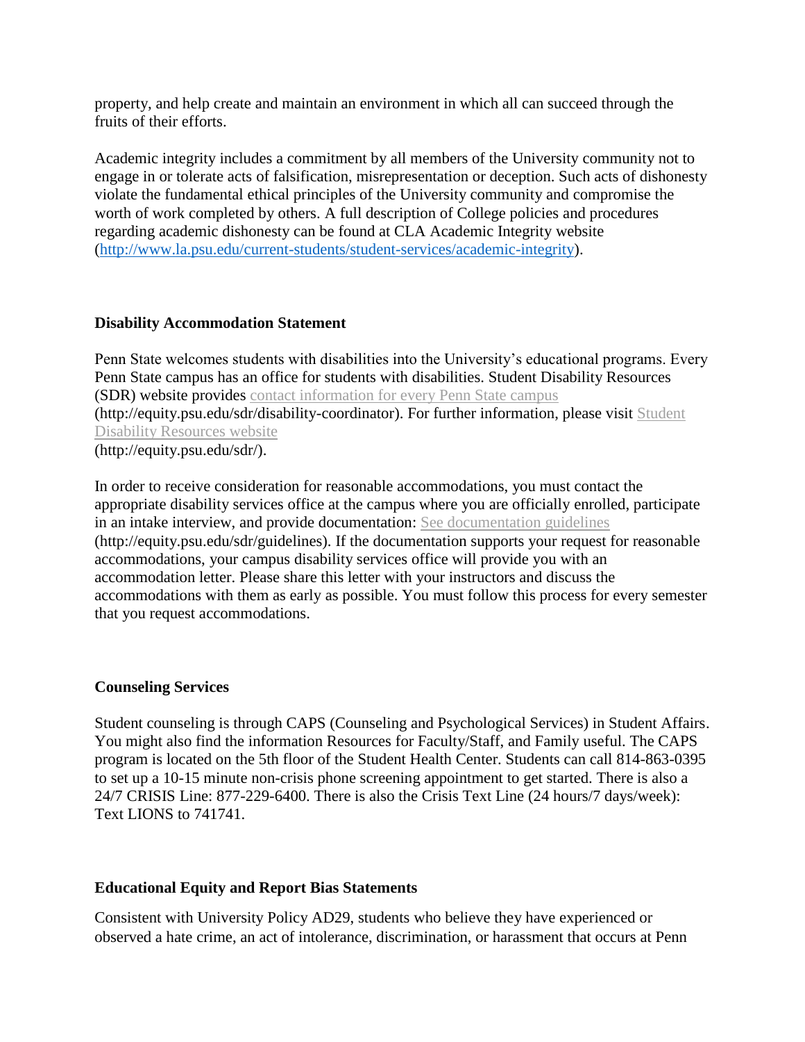property, and help create and maintain an environment in which all can succeed through the fruits of their efforts.

Academic integrity includes a commitment by all members of the University community not to engage in or tolerate acts of falsification, misrepresentation or deception. Such acts of dishonesty violate the fundamental ethical principles of the University community and compromise the worth of work completed by others. A full description of College policies and procedures regarding academic dishonesty can be found at CLA Academic Integrity website (http://www.la.psu.edu/current-students/student-services/academic-integrity).

**Disability Accommodation Statement**

Penn State welcomes students with disabilities into the University's educational programs. Every Penn State campus has an office for students with disabilities. Student Disability Resources (SDR) website provides contact information for every Penn State campus (http://equity.psu.edu/sdr/disability-coordinator). For further information, please visit Student Disability Resources website (http://equity.psu.edu/sdr/).

In order to receive consideration for reasonable accommodations, you must contact the appropriate disability services office at the campus where you are officially enrolled, participate in an intake interview, and provide documentation: See documentation guidelines (http://equity.psu.edu/sdr/guidelines). If the documentation supports your request for reasonable accommodations, your campus disability services office will provide you with an accommodation letter. Please share this letter with your instructors and discuss the accommodations with them as early as possible. You must follow this process for every semester that you request accommodations.

**Counseling Services**

Student counseling is through CAPS (Counseling and Psychological Services) in Student Affairs. You might also find the information Resources for Faculty/Staff, and Family useful. The CAPS program is located on the 5th floor of the Student Health Center. Students can call 814-863-0395 to set up a 10-15 minute non-crisis phone screening appointment to get started. There is also a 24/7 CRISIS Line: 877-229-6400. There is also the Crisis Text Line (24 hours/7 days/week): Text LIONS to 741741.

**Educational Equity and Report Bias Statements**

Consistent with University Policy AD29, students who believe they have experienced or observed a hate crime, an act of intolerance, discrimination, or harassment that occurs at Penn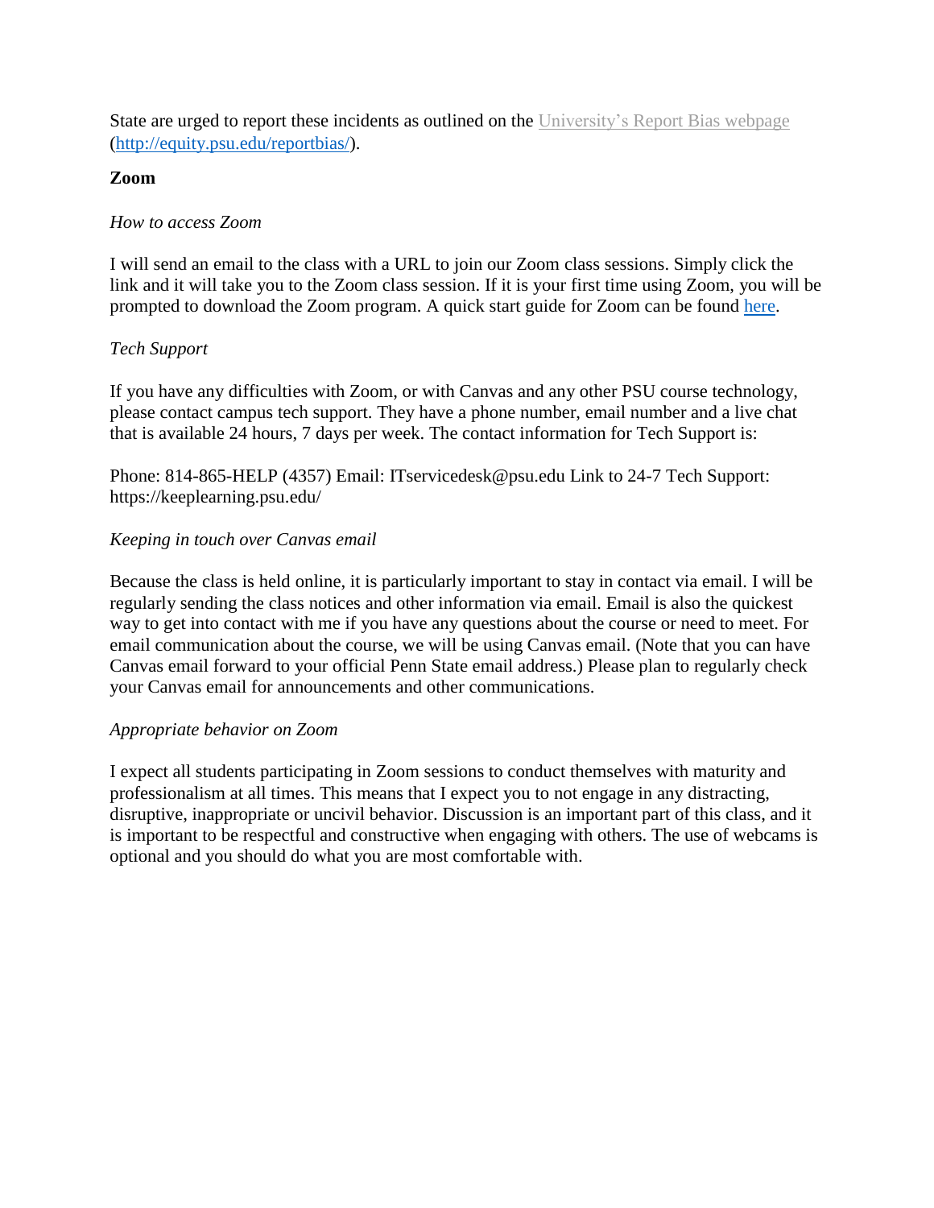State are urged to report these incidents as outlined on the University's Report Bias webpage (http://equity.psu.edu/reportbias/).

**Zoom**

*How to access Zoom*

I will send an email to the class with a URL to join our Zoom class sessions. Simply click the link and it will take you to the Zoom class session. If it is your first time using Zoom, you will be prompted to download the Zoom program. A quick start guide for Zoom can be found here.

*Tech Support*

If you have any difficulties with Zoom, or with Canvas and any other PSU course technology, please contact campus tech support. They have a phone number, email number and a live chat that is available 24 hours, 7 days per week. The contact information for Tech Support is:

Phone: 814-865-HELP (4357) Email: ITservicedesk@psu.edu Link to 24-7 Tech Support: https://keeplearning.psu.edu/

*Keeping in touch over Canvas email*

Because the class is held online, it is particularly important to stay in contact via email. I will be regularly sending the class notices and other information via email. Email is also the quickest way to get into contact with me if you have any questions about the course or need to meet. For email communication about the course, we will be using Canvas email. (Note that you can have Canvas email forward to your official Penn State email address.) Please plan to regularly check your Canvas email for announcements and other communications.

*Appropriate behavior on Zoom*

I expect all students participating in Zoom sessions to conduct themselves with maturity and professionalism at all times. This means that I expect you to not engage in any distracting, disruptive, inappropriate or uncivil behavior. Discussion is an important part of this class, and it is important to be respectful and constructive when engaging with others. The use of webcams is optional and you should do what you are most comfortable with.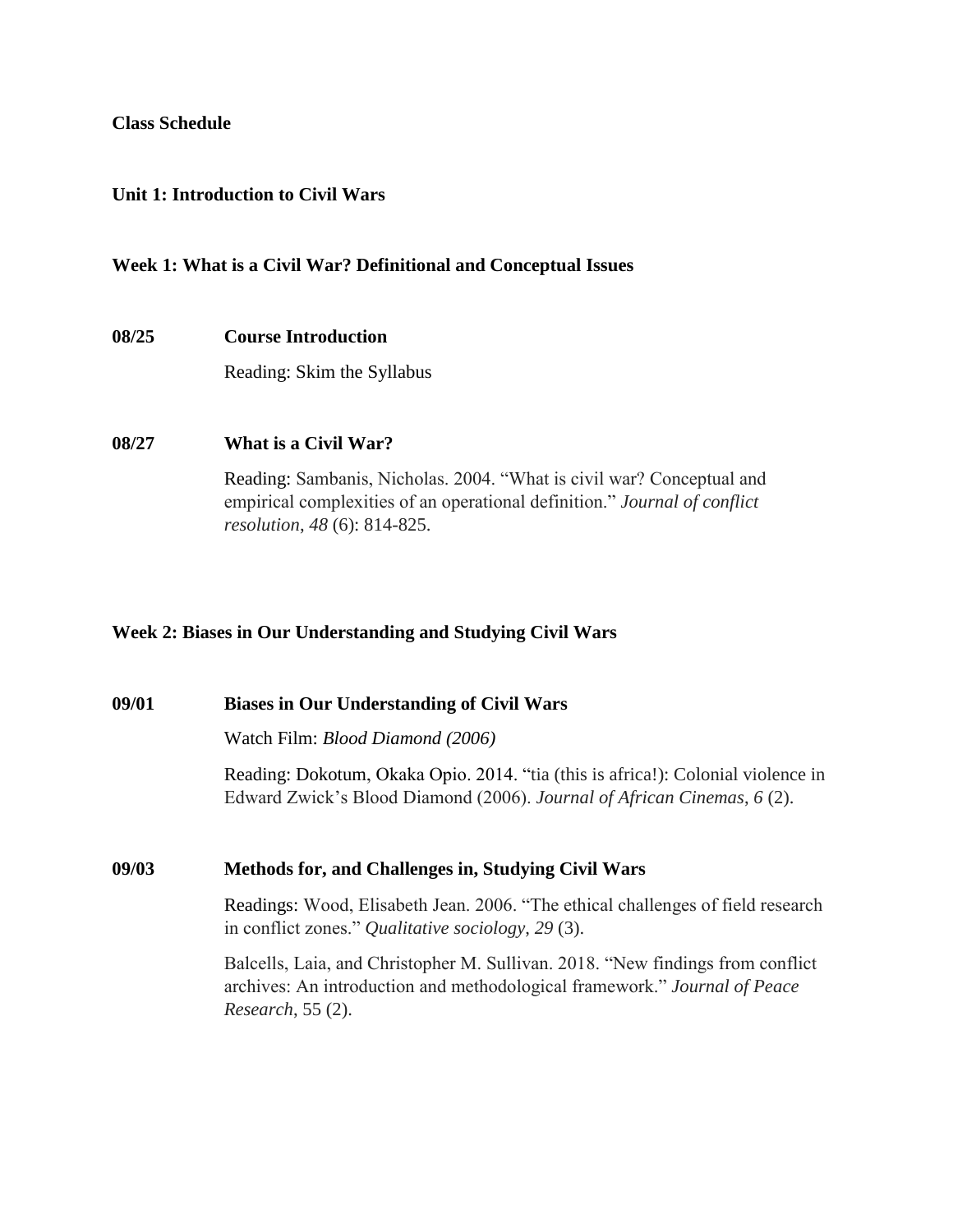## Class Schedule

### Unit 1: Introduction to Civil Wars

#### Week 1: What is a Civil War? Definitional and Conceptual Issues

**08/25** **Course Introduction**

Reading: Skim the Syllabus

**08/27** **What is a Civil War?**

Reading: Sambanis, Nicholas. 2004. "What is civil war? Conceptual and empirical complexities of an operational definition." *Journal of conflict resolution*, *48* (6): 814-825.

#### Week 2: Biases in Our Understanding and Studying Civil Wars

**09/01** **Biases in Our Understanding of Civil Wars**

Watch Film: *Blood Diamond (2006)*

Reading: Dokotum, Okaka Opio. 2014. "tia (this is africa!): Colonial violence in Edward Zwick's Blood Diamond (2006). *Journal of African Cinemas*, *6* (2).

**09/03** **Methods for, and Challenges in, Studying Civil Wars**

Readings: Wood, Elisabeth Jean. 2006. "The ethical challenges of field research in conflict zones." *Qualitative sociology*, *29* (3).

Balcells, Laia, and Christopher M. Sullivan. 2018. "New findings from conflict archives: An introduction and methodological framework." *Journal of Peace Research*, 55 (2).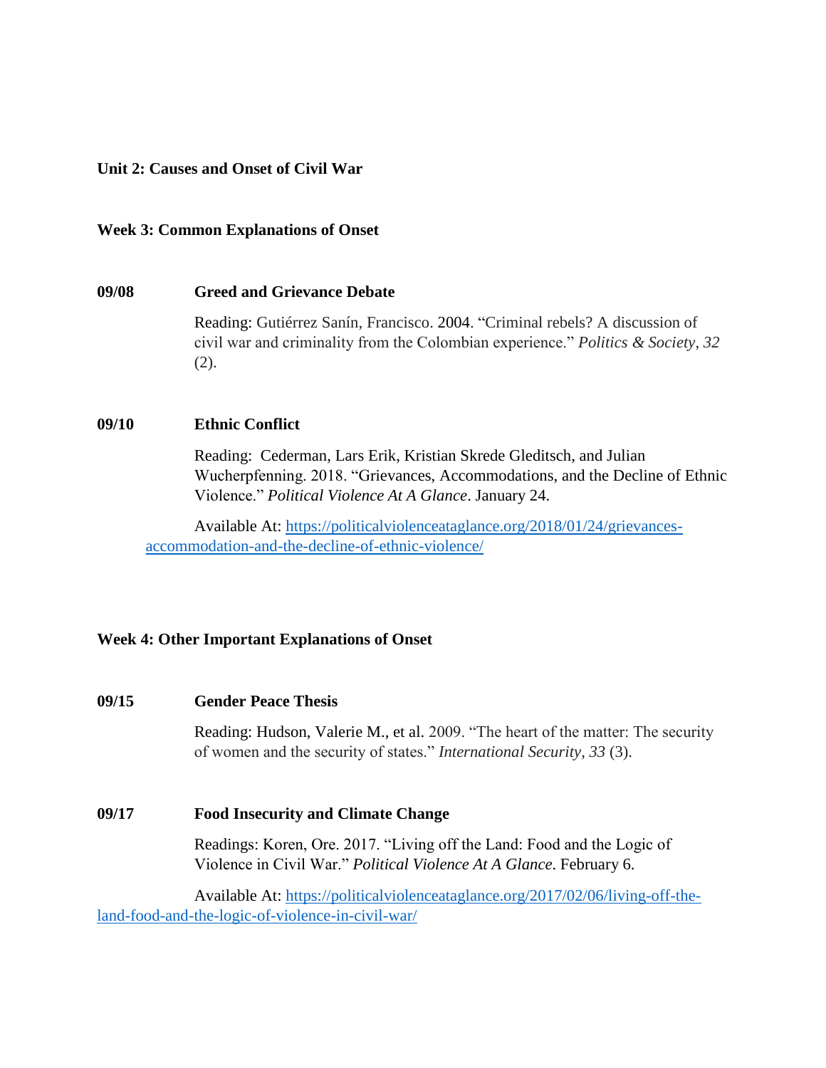**Unit 2: Causes and Onset of Civil War**

**Week 3: Common Explanations of Onset**

**09/08 Greed and Grievance Debate**

Reading: Gutiérrez Sanín, Francisco. 2004. "Criminal rebels? A discussion of civil war and criminality from the Colombian experience." *Politics & Society*, *32* (2).

**09/10 Ethnic Conflict**

Reading: Cederman, Lars Erik, Kristian Skrede Gleditsch, and Julian Wucherpfenning. 2018. "Grievances, Accommodations, and the Decline of Ethnic Violence." *Political Violence At A Glance*. January 24.

Available At: [https://politicalviolenceataglance.org/2018/01/24/grievances-accommodation-and-the-decline-of-ethnic-violence/](https://politicalviolenceataglance.org/2018/01/24/grievances-accommodation-and-the-decline-of-ethnic-violence/)

**Week 4: Other Important Explanations of Onset**

**09/15 Gender Peace Thesis**

Reading: Hudson, Valerie M., et al. 2009. "The heart of the matter: The security of women and the security of states." *International Security*, *33* (3).

**09/17 Food Insecurity and Climate Change**

Readings: Koren, Ore. 2017. "Living off the Land: Food and the Logic of Violence in Civil War." *Political Violence At A Glance*. February 6.

Available At: [https://politicalviolenceataglance.org/2017/02/06/living-off-the-land-food-and-the-logic-of-violence-in-civil-war/](https://politicalviolenceataglance.org/2017/02/06/living-off-the-land-food-and-the-logic-of-violence-in-civil-war/)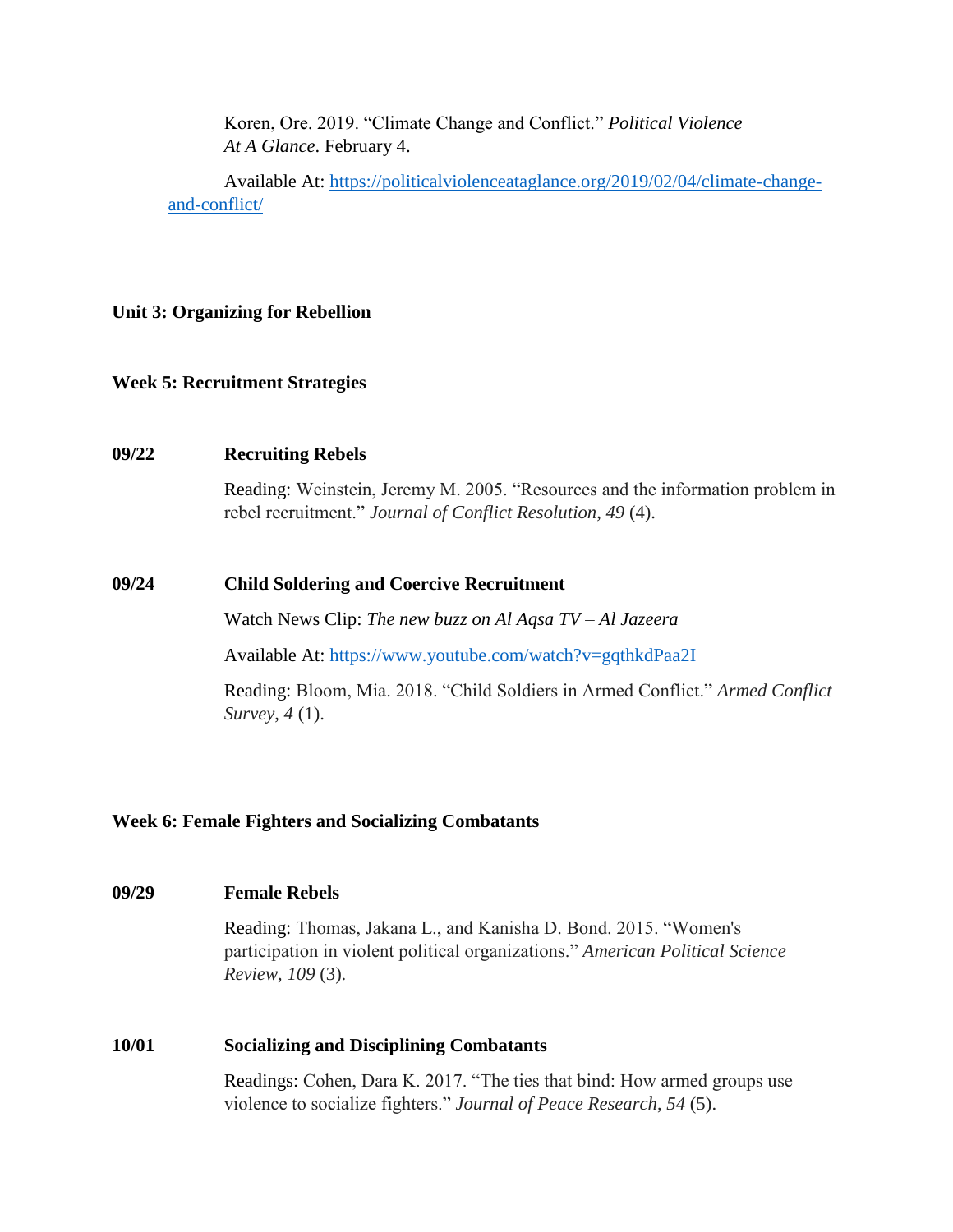Koren, Ore. 2019. "Climate Change and Conflict." *Political Violence At A Glance*. February 4.

Available At: [https://politicalviolenceataglance.org/2019/02/04/climate-change-and-conflict/](https://politicalviolenceataglance.org/2019/02/04/climate-change-and-conflict/)

**Unit 3: Organizing for Rebellion**

**Week 5: Recruitment Strategies**

**09/22** **Recruiting Rebels**

Reading: Weinstein, Jeremy M. 2005. "Resources and the information problem in rebel recruitment." *Journal of Conflict Resolution*, *49* (4).

**09/24** **Child Soldering and Coercive Recruitment**

Watch News Clip: *The new buzz on Al Aqsa TV – Al Jazeera*

Available At: [https://www.youtube.com/watch?v=gqthkdPaa2I](https://www.youtube.com/watch?v=gqthkdPaa2I)

Reading: Bloom, Mia. 2018. "Child Soldiers in Armed Conflict." *Armed Conflict Survey*, *4* (1).

**Week 6: Female Fighters and Socializing Combatants**

**09/29** **Female Rebels**

Reading: Thomas, Jakana L., and Kanisha D. Bond. 2015. "Women's participation in violent political organizations." *American Political Science Review*, *109* (3).

**10/01** **Socializing and Disciplining Combatants**

Readings: Cohen, Dara K. 2017. "The ties that bind: How armed groups use violence to socialize fighters." *Journal of Peace Research*, *54* (5).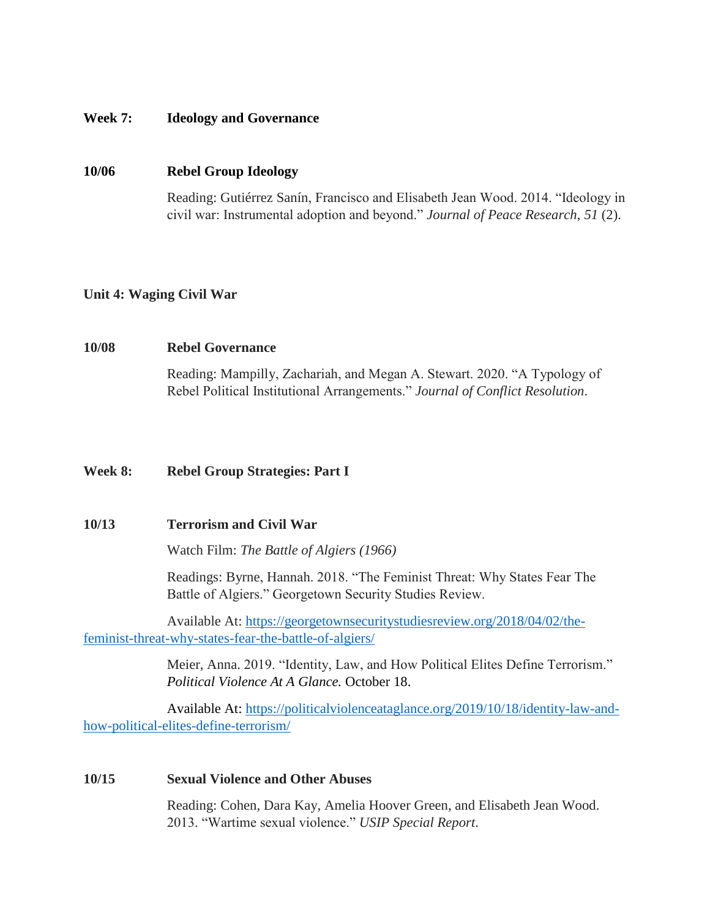**Week 7: Ideology and Governance**

**10/06 Rebel Group Ideology**

Reading: Gutiérrez Sanín, Francisco and Elisabeth Jean Wood. 2014. "Ideology in civil war: Instrumental adoption and beyond." *Journal of Peace Research*, *51* (2).

**Unit 4: Waging Civil War**

**10/08 Rebel Governance**

Reading: Mampilly, Zachariah, and Megan A. Stewart. 2020. "A Typology of Rebel Political Institutional Arrangements." *Journal of Conflict Resolution*.

**Week 8: Rebel Group Strategies: Part I**

**10/13 Terrorism and Civil War**

Watch Film: *The Battle of Algiers (1966)*

Readings: Byrne, Hannah. 2018. "The Feminist Threat: Why States Fear The Battle of Algiers." Georgetown Security Studies Review.

Available At: [https://georgetownsecuritystudiesreview.org/2018/04/02/the-feminist-threat-why-states-fear-the-battle-of-algiers/](https://georgetownsecuritystudiesreview.org/2018/04/02/the-feminist-threat-why-states-fear-the-battle-of-algiers/)

Meier, Anna. 2019. "Identity, Law, and How Political Elites Define Terrorism." *Political Violence At A Glance.* October 18.

Available At: [https://politicalviolenceataglance.org/2019/10/18/identity-law-and-how-political-elites-define-terrorism/](https://politicalviolenceataglance.org/2019/10/18/identity-law-and-how-political-elites-define-terrorism/)

**10/15 Sexual Violence and Other Abuses**

Reading: Cohen, Dara Kay, Amelia Hoover Green, and Elisabeth Jean Wood. 2013. "Wartime sexual violence." *USIP Special Report*.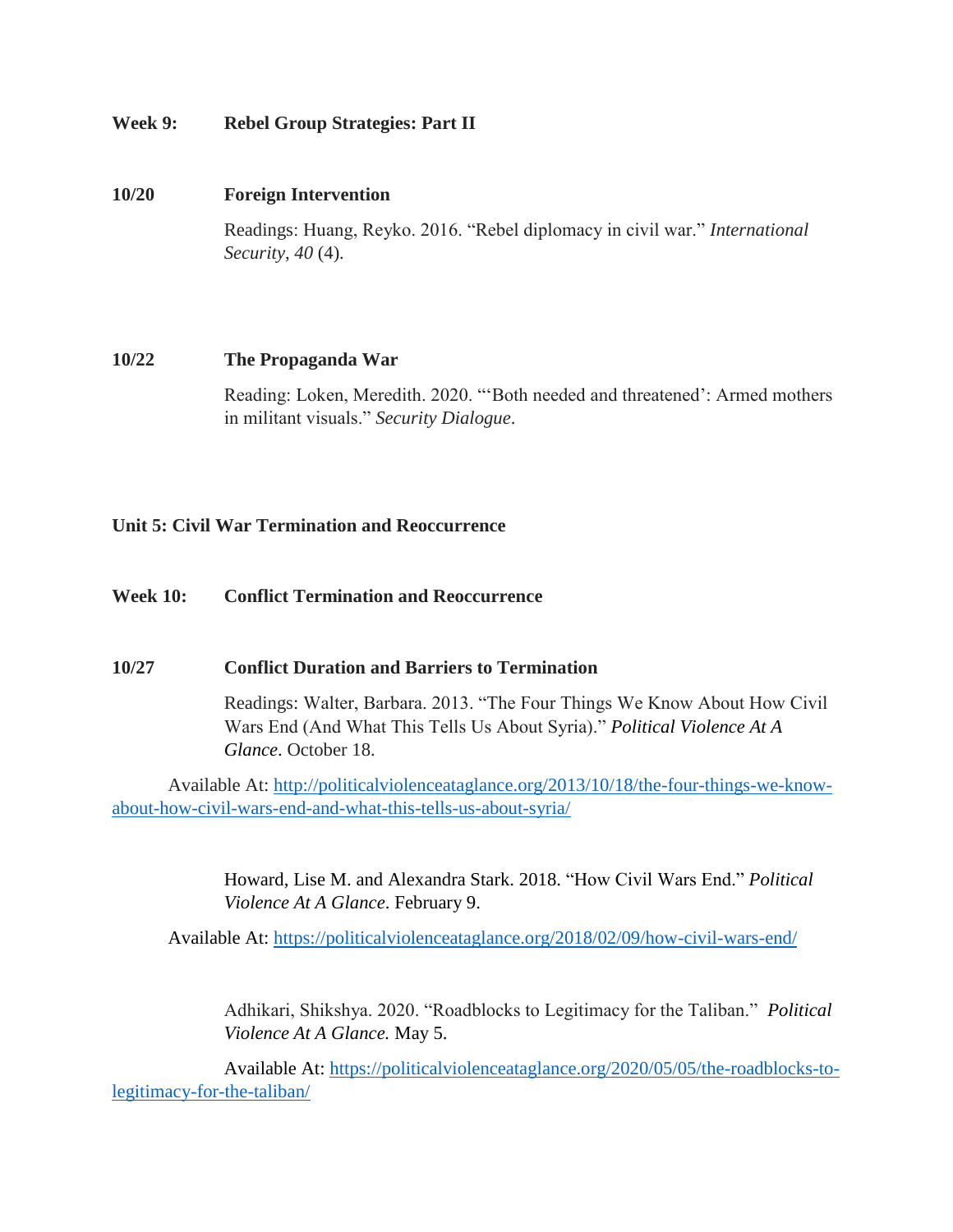**Week 9: Rebel Group Strategies: Part II**

**10/20 Foreign Intervention**

Readings: Huang, Reyko. 2016. "Rebel diplomacy in civil war." *International Security*, *40* (4).

**10/22 The Propaganda War**

Reading: Loken, Meredith. 2020. "'Both needed and threatened': Armed mothers in militant visuals." *Security Dialogue*.

**Unit 5: Civil War Termination and Reoccurrence**

**Week 10: Conflict Termination and Reoccurrence**

**10/27 Conflict Duration and Barriers to Termination**

Readings: Walter, Barbara. 2013. "The Four Things We Know About How Civil Wars End (And What This Tells Us About Syria)." *Political Violence At A Glance*. October 18.

Available At: [http://politicalviolenceataglance.org/2013/10/18/the-four-things-we-know-about-how-civil-wars-end-and-what-this-tells-us-about-syria/](http://politicalviolenceataglance.org/2013/10/18/the-four-things-we-know-about-how-civil-wars-end-and-what-this-tells-us-about-syria/)

Howard, Lise M. and Alexandra Stark. 2018. "How Civil Wars End." *Political Violence At A Glance*. February 9.

Available At: [https://politicalviolenceataglance.org/2018/02/09/how-civil-wars-end/](https://politicalviolenceataglance.org/2018/02/09/how-civil-wars-end/)

Adhikari, Shikshya. 2020. "Roadblocks to Legitimacy for the Taliban." *Political Violence At A Glance.* May 5.

Available At: [https://politicalviolenceataglance.org/2020/05/05/the-roadblocks-to-legitimacy-for-the-taliban/](https://politicalviolenceataglance.org/2020/05/05/the-roadblocks-to-legitimacy-for-the-taliban/)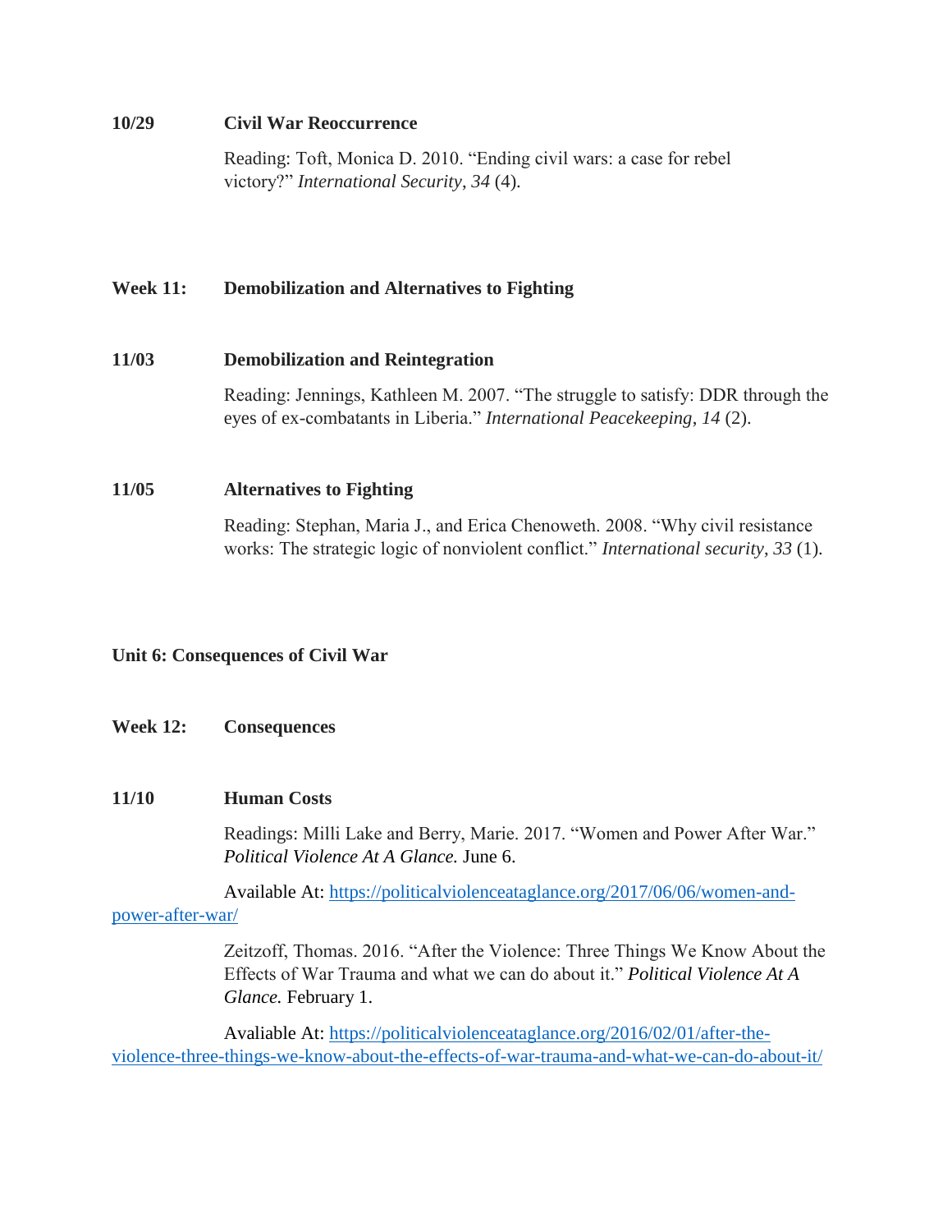**10/29** **Civil War Reoccurrence**

Reading: Toft, Monica D. 2010. "Ending civil wars: a case for rebel victory?" *International Security*, *34* (4).

**Week 11:** **Demobilization and Alternatives to Fighting**

**11/03** **Demobilization and Reintegration**

Reading: Jennings, Kathleen M. 2007. "The struggle to satisfy: DDR through the eyes of ex-combatants in Liberia." *International Peacekeeping*, *14* (2).

**11/05** **Alternatives to Fighting**

Reading: Stephan, Maria J., and Erica Chenoweth. 2008. "Why civil resistance works: The strategic logic of nonviolent conflict." *International security*, *33* (1).

**Unit 6: Consequences of Civil War**

**Week 12:** **Consequences**

**11/10** **Human Costs**

Readings: Milli Lake and Berry, Marie. 2017. "Women and Power After War." *Political Violence At A Glance.* June 6.

Available At: https://politicalviolenceataglance.org/2017/06/06/women-and-power-after-war/

Zeitzoff, Thomas. 2016. "After the Violence: Three Things We Know About the Effects of War Trauma and what we can do about it." *Political Violence At A Glance.* February 1.

Avaliable At: https://politicalviolenceataglance.org/2016/02/01/after-the-violence-three-things-we-know-about-the-effects-of-war-trauma-and-what-we-can-do-about-it/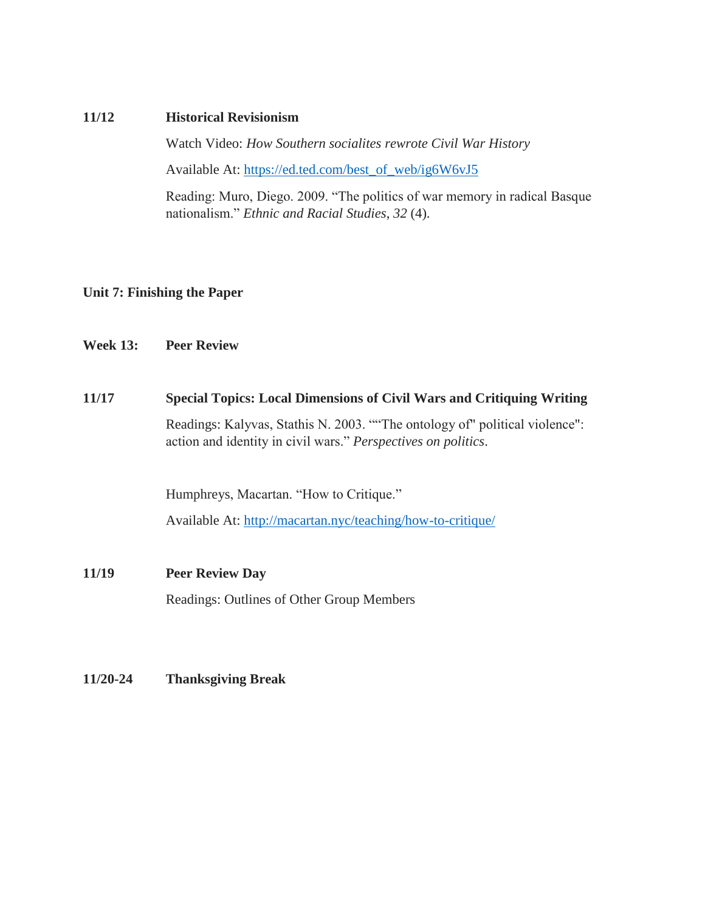**11/12 Historical Revisionism**

Watch Video: *How Southern socialites rewrote Civil War History*

Available At: https://ed.ted.com/best_of_web/ig6W6vJ5

Reading: Muro, Diego. 2009. "The politics of war memory in radical Basque nationalism." *Ethnic and Racial Studies*, *32* (4).

## Unit 7: Finishing the Paper

### Week 13: Peer Review

**11/17 Special Topics: Local Dimensions of Civil Wars and Critiquing Writing**

Readings: Kalyvas, Stathis N. 2003. ""The ontology of" political violence": action and identity in civil wars." *Perspectives on politics*.

Humphreys, Macartan. "How to Critique."

Available At: http://macartan.nyc/teaching/how-to-critique/

**11/19 Peer Review Day**

Readings: Outlines of Other Group Members

**11/20-24 Thanksgiving Break**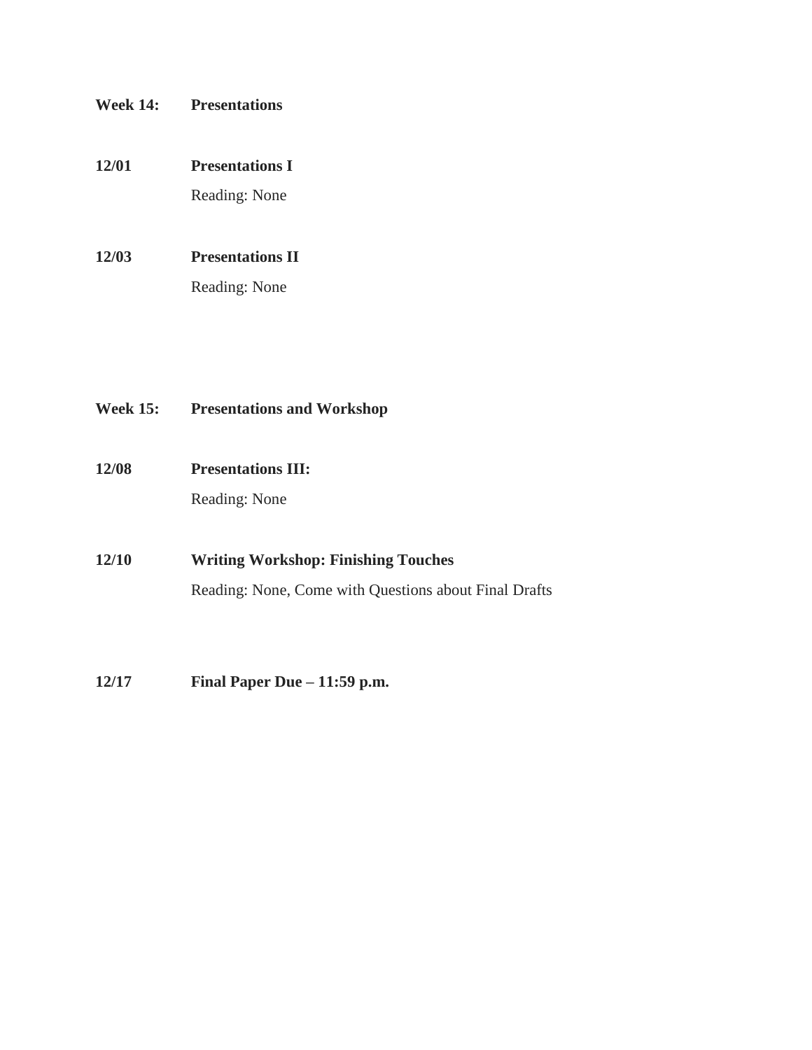**Week 14:** **Presentations**

**12/01** **Presentations I**

Reading: None

**12/03** **Presentations II**

Reading: None

**Week 15:** **Presentations and Workshop**

**12/08** **Presentations III:**

Reading: None

**12/10** **Writing Workshop: Finishing Touches**

Reading: None, Come with Questions about Final Drafts

**12/17** **Final Paper Due – 11:59 p.m.**